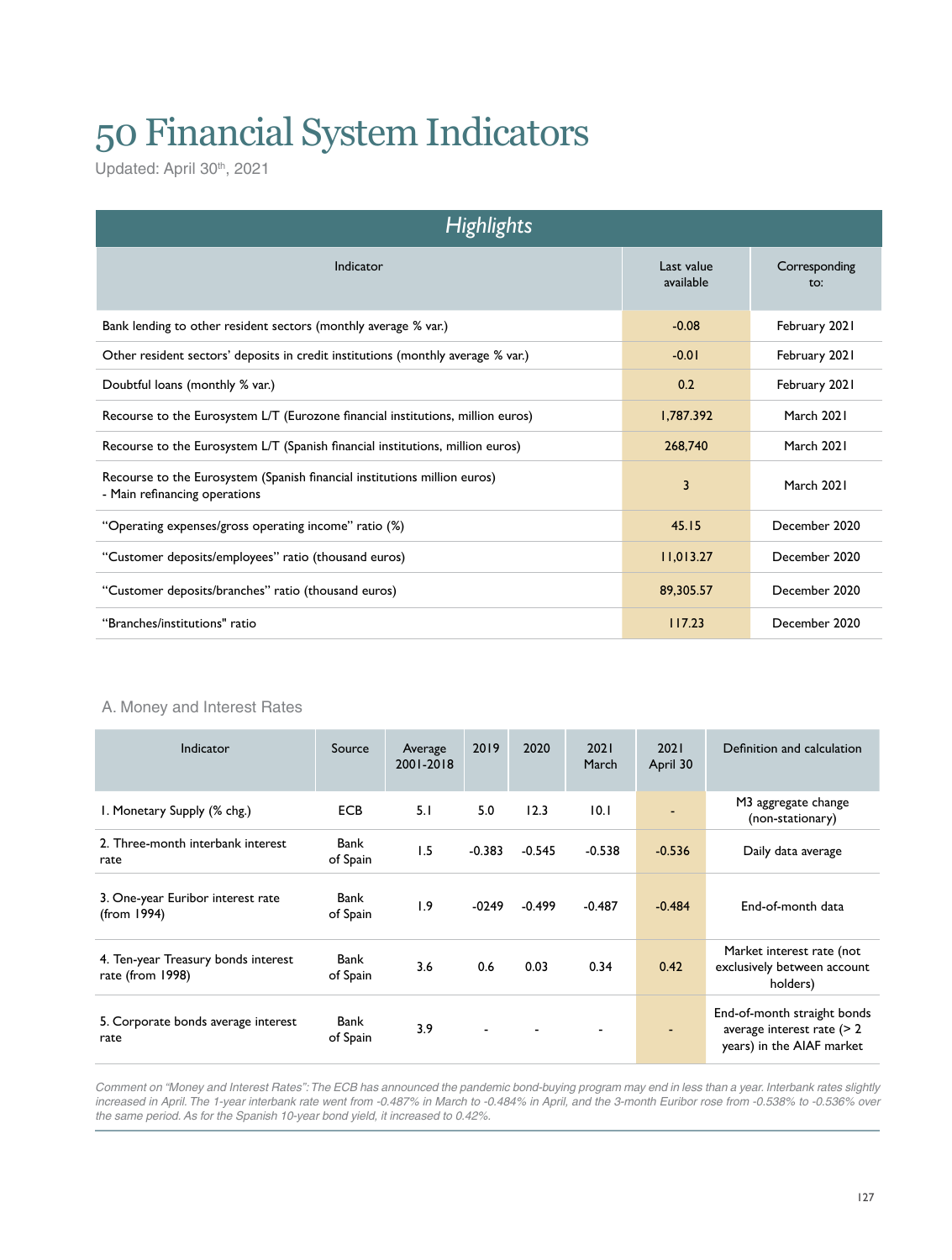# 50 Financial System Indicators

Updated: April 30th, 2021

| Highlights | | |
|---|---|---|
| Indicator | Last value available | Corresponding to: |
| Bank lending to other resident sectors (monthly average % var.) | -0.08 | February 2021 |
| Other resident sectors' deposits in credit institutions (monthly average % var.) | -0.01 | February 2021 |
| Doubtful loans (monthly % var.) | 0.2 | February 2021 |
| Recourse to the Eurosystem L/T (Eurozone financial institutions, million euros) | 1,787.392 | March 2021 |
| Recourse to the Eurosystem L/T (Spanish financial institutions, million euros) | 268,740 | March 2021 |
| Recourse to the Eurosystem (Spanish financial institutions million euros) - Main refinancing operations | 3 | March 2021 |
| "Operating expenses/gross operating income" ratio (%) | 45.15 | December 2020 |
| "Customer deposits/employees" ratio (thousand euros) | 11,013.27 | December 2020 |
| "Customer deposits/branches" ratio (thousand euros) | 89,305.57 | December 2020 |
| "Branches/institutions" ratio | 117.23 | December 2020 |

## A. Money and Interest Rates

| Indicator | Source | Average 2001-2018 | 2019 | 2020 | 2021 March | 2021 April 30 | Definition and calculation |
|---|---|---|---|---|---|---|---|
| 1. Monetary Supply (% chg.) | ECB | 5.1 | 5.0 | 12.3 | 10.1 | - | M3 aggregate change (non-stationary) |
| 2. Three-month interbank interest rate | Bank of Spain | 1.5 | -0.383 | -0.545 | -0.538 | -0.536 | Daily data average |
| 3. One-year Euribor interest rate (from 1994) | Bank of Spain | 1.9 | -0249 | -0.499 | -0.487 | -0.484 | End-of-month data |
| 4. Ten-year Treasury bonds interest rate (from 1998) | Bank of Spain | 3.6 | 0.6 | 0.03 | 0.34 | 0.42 | Market interest rate (not exclusively between account holders) |
| 5. Corporate bonds average interest rate | Bank of Spain | 3.9 | - | - | - | - | End-of-month straight bonds average interest rate (> 2 years) in the AIAF market |

*Comment on "Money and Interest Rates": The ECB has announced the pandemic bond-buying program may end in less than a year. Interbank rates slightly increased in April. The 1-year interbank rate went from -0.487% in March to -0.484% in April, and the 3-month Euribor rose from -0.538% to -0.536% over the same period. As for the Spanish 10-year bond yield, it increased to 0.42%.*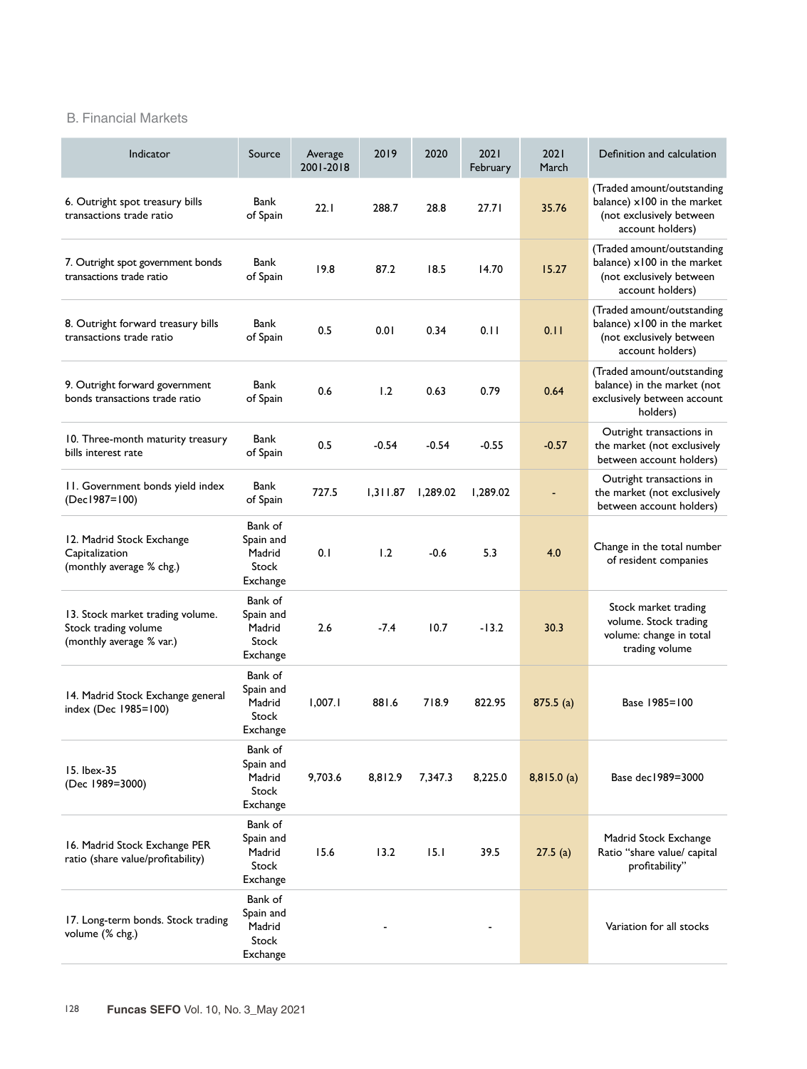### B. Financial Markets

| Indicator | Source | Average 2001-2018 | 2019 | 2020 | 2021 February | 2021 March | Definition and calculation |
|---|---|---|---|---|---|---|---|
| 6. Outright spot treasury bills transactions trade ratio | Bank of Spain | 22.1 | 288.7 | 28.8 | 27.71 | 35.76 | (Traded amount/outstanding balance) x100 in the market (not exclusively between account holders) |
| 7. Outright spot government bonds transactions trade ratio | Bank of Spain | 19.8 | 87.2 | 18.5 | 14.70 | 15.27 | (Traded amount/outstanding balance) x100 in the market (not exclusively between account holders) |
| 8. Outright forward treasury bills transactions trade ratio | Bank of Spain | 0.5 | 0.01 | 0.34 | 0.11 | 0.11 | (Traded amount/outstanding balance) x100 in the market (not exclusively between account holders) |
| 9. Outright forward government bonds transactions trade ratio | Bank of Spain | 0.6 | 1.2 | 0.63 | 0.79 | 0.64 | (Traded amount/outstanding balance) in the market (not exclusively between account holders) |
| 10. Three-month maturity treasury bills interest rate | Bank of Spain | 0.5 | -0.54 | -0.54 | -0.55 | -0.57 | Outright transactions in the market (not exclusively between account holders) |
| 11. Government bonds yield index (Dec1987=100) | Bank of Spain | 727.5 | 1,311.87 | 1,289.02 | 1,289.02 | - | Outright transactions in the market (not exclusively between account holders) |
| 12. Madrid Stock Exchange Capitalization (monthly average % chg.) | Bank of Spain and Madrid Stock Exchange | 0.1 | 1.2 | -0.6 | 5.3 | 4.0 | Change in the total number of resident companies |
| 13. Stock market trading volume. Stock trading volume (monthly average % var.) | Bank of Spain and Madrid Stock Exchange | 2.6 | -7.4 | 10.7 | -13.2 | 30.3 | Stock market trading volume. Stock trading volume: change in total trading volume |
| 14. Madrid Stock Exchange general index (Dec 1985=100) | Bank of Spain and Madrid Stock Exchange | 1,007.1 | 881.6 | 718.9 | 822.95 | 875.5 (a) | Base 1985=100 |
| 15. Ibex-35 (Dec 1989=3000) | Bank of Spain and Madrid Stock Exchange | 9,703.6 | 8,812.9 | 7,347.3 | 8,225.0 | 8,815.0 (a) | Base dec1989=3000 |
| 16. Madrid Stock Exchange PER ratio (share value/profitability) | Bank of Spain and Madrid Stock Exchange | 15.6 | 13.2 | 15.1 | 39.5 | 27.5 (a) | Madrid Stock Exchange Ratio "share value/ capital profitability" |
| 17. Long-term bonds. Stock trading volume (% chg.) | Bank of Spain and Madrid Stock Exchange | | - | | - | | Variation for all stocks |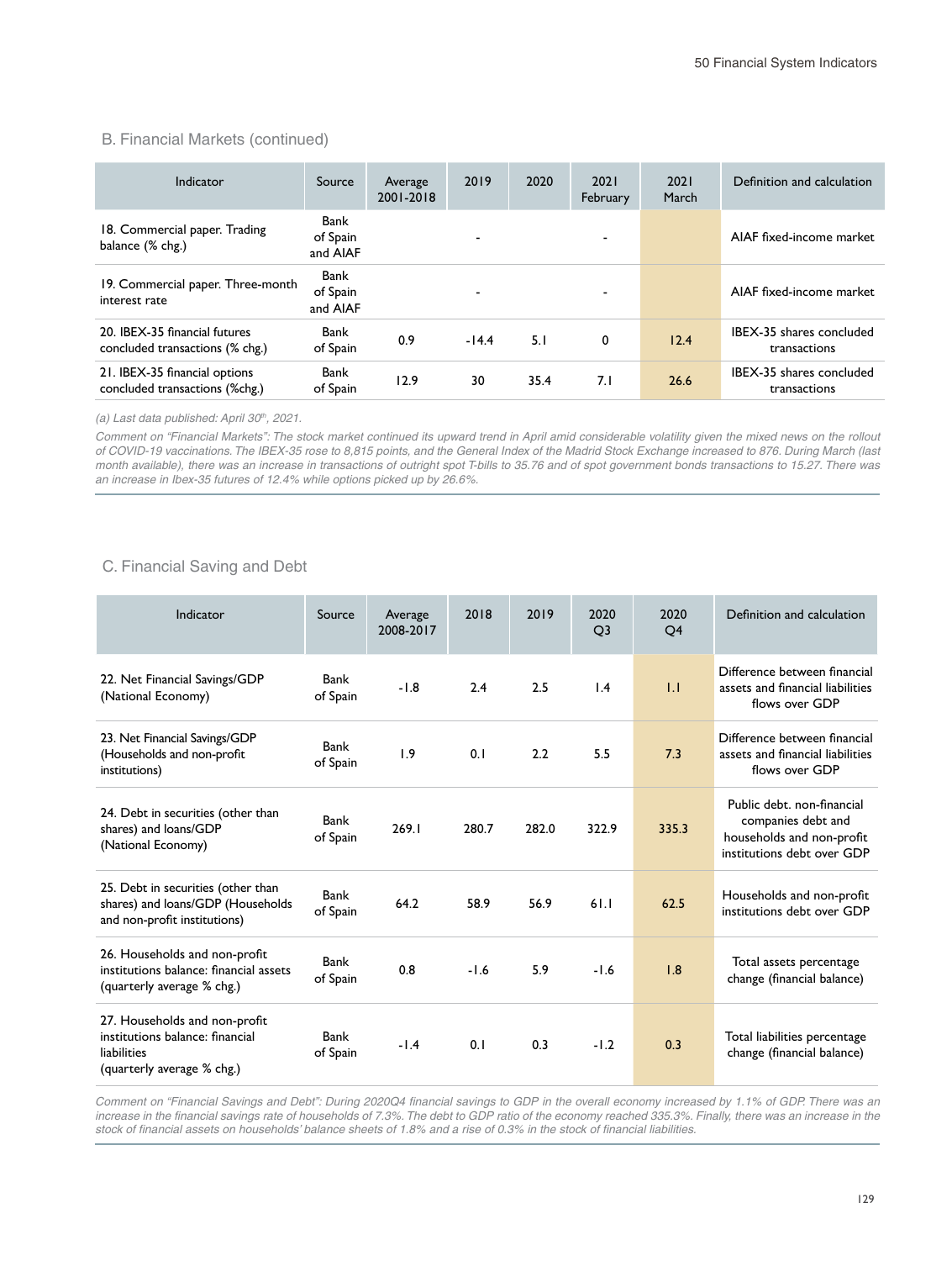## B. Financial Markets (continued)

| Indicator | Source | Average 2001-2018 | 2019 | 2020 | 2021 February | 2021 March | Definition and calculation |
|---|---|---|---|---|---|---|---|
| 18. Commercial paper. Trading balance (% chg.) | Bank of Spain and AIAF | | - | | - | | AIAF fixed-income market |
| 19. Commercial paper. Three-month interest rate | Bank of Spain and AIAF | | - | | - | | AIAF fixed-income market |
| 20. IBEX-35 financial futures concluded transactions (% chg.) | Bank of Spain | 0.9 | -14.4 | 5.1 | 0 | 12.4 | IBEX-35 shares concluded transactions |
| 21. IBEX-35 financial options concluded transactions (%chg.) | Bank of Spain | 12.9 | 30 | 35.4 | 7.1 | 26.6 | IBEX-35 shares concluded transactions |

*(a) Last data published: April 30th, 2021.*

*Comment on "Financial Markets": The stock market continued its upward trend in April amid considerable volatility given the mixed news on the rollout of COVID-19 vaccinations. The IBEX-35 rose to 8,815 points, and the General Index of the Madrid Stock Exchange increased to 876. During March (last month available), there was an increase in transactions of outright spot T-bills to 35.76 and of spot government bonds transactions to 15.27. There was an increase in Ibex-35 futures of 12.4% while options picked up by 26.6%.*

## C. Financial Saving and Debt

| Indicator | Source | Average 2008-2017 | 2018 | 2019 | 2020 Q3 | 2020 Q4 | Definition and calculation |
|---|---|---|---|---|---|---|---|
| 22. Net Financial Savings/GDP (National Economy) | Bank of Spain | -1.8 | 2.4 | 2.5 | 1.4 | 1.1 | Difference between financial assets and financial liabilities flows over GDP |
| 23. Net Financial Savings/GDP (Households and non-profit institutions) | Bank of Spain | 1.9 | 0.1 | 2.2 | 5.5 | 7.3 | Difference between financial assets and financial liabilities flows over GDP |
| 24. Debt in securities (other than shares) and loans/GDP (National Economy) | Bank of Spain | 269.1 | 280.7 | 282.0 | 322.9 | 335.3 | Public debt. non-financial companies debt and households and non-profit institutions debt over GDP |
| 25. Debt in securities (other than shares) and loans/GDP (Households and non-profit institutions) | Bank of Spain | 64.2 | 58.9 | 56.9 | 61.1 | 62.5 | Households and non-profit institutions debt over GDP |
| 26. Households and non-profit institutions balance: financial assets (quarterly average % chg.) | Bank of Spain | 0.8 | -1.6 | 5.9 | -1.6 | 1.8 | Total assets percentage change (financial balance) |
| 27. Households and non-profit institutions balance: financial liabilities (quarterly average % chg.) | Bank of Spain | -1.4 | 0.1 | 0.3 | -1.2 | 0.3 | Total liabilities percentage change (financial balance) |

*Comment on "Financial Savings and Debt": During 2020Q4 financial savings to GDP in the overall economy increased by 1.1% of GDP. There was an increase in the financial savings rate of households of 7.3%. The debt to GDP ratio of the economy reached 335.3%. Finally, there was an increase in the stock of financial assets on households' balance sheets of 1.8% and a rise of 0.3% in the stock of financial liabilities.*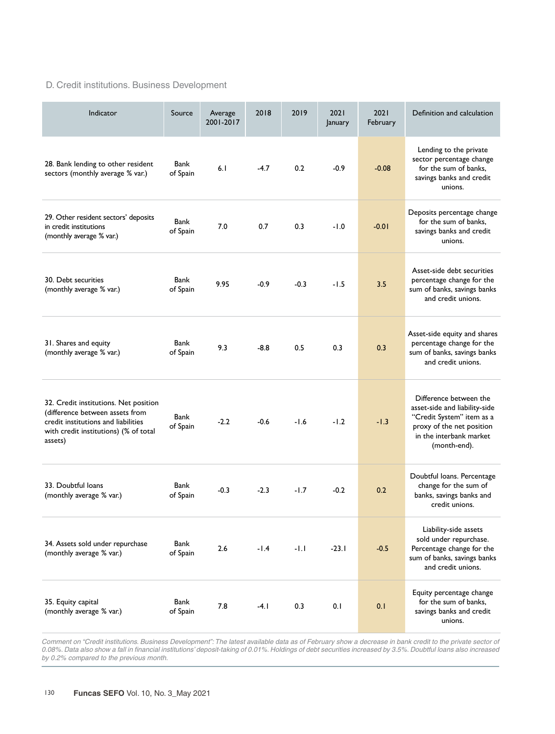### D. Credit institutions. Business Development

| Indicator | Source | Average 2001-2017 | 2018 | 2019 | 2021 January | 2021 February | Definition and calculation |
|---|---|---|---|---|---|---|---|
| 28. Bank lending to other resident sectors (monthly average % var.) | Bank of Spain | 6.1 | -4.7 | 0.2 | -0.9 | -0.08 | Lending to the private sector percentage change for the sum of banks, savings banks and credit unions. |
| 29. Other resident sectors' deposits in credit institutions (monthly average % var.) | Bank of Spain | 7.0 | 0.7 | 0.3 | -1.0 | -0.01 | Deposits percentage change for the sum of banks, savings banks and credit unions. |
| 30. Debt securities (monthly average % var.) | Bank of Spain | 9.95 | -0.9 | -0.3 | -1.5 | 3.5 | Asset-side debt securities percentage change for the sum of banks, savings banks and credit unions. |
| 31. Shares and equity (monthly average % var.) | Bank of Spain | 9.3 | -8.8 | 0.5 | 0.3 | 0.3 | Asset-side equity and shares percentage change for the sum of banks, savings banks and credit unions. |
| 32. Credit institutions. Net position (difference between assets from credit institutions and liabilities with credit institutions) (% of total assets) | Bank of Spain | -2.2 | -0.6 | -1.6 | -1.2 | -1.3 | Difference between the asset-side and liability-side "Credit System" item as a proxy of the net position in the interbank market (month-end). |
| 33. Doubtful loans (monthly average % var.) | Bank of Spain | -0.3 | -2.3 | -1.7 | -0.2 | 0.2 | Doubtful loans. Percentage change for the sum of banks, savings banks and credit unions. |
| 34. Assets sold under repurchase (monthly average % var.) | Bank of Spain | 2.6 | -1.4 | -1.1 | -23.1 | -0.5 | Liability-side assets sold under repurchase. Percentage change for the sum of banks, savings banks and credit unions. |
| 35. Equity capital (monthly average % var.) | Bank of Spain | 7.8 | -4.1 | 0.3 | 0.1 | 0.1 | Equity percentage change for the sum of banks, savings banks and credit unions. |

*Comment on "Credit institutions. Business Development": The latest available data as of February show a decrease in bank credit to the private sector of 0.08%. Data also show a fall in financial institutions' deposit-taking of 0.01%. Holdings of debt securities increased by 3.5%. Doubtful loans also increased by 0.2% compared to the previous month.*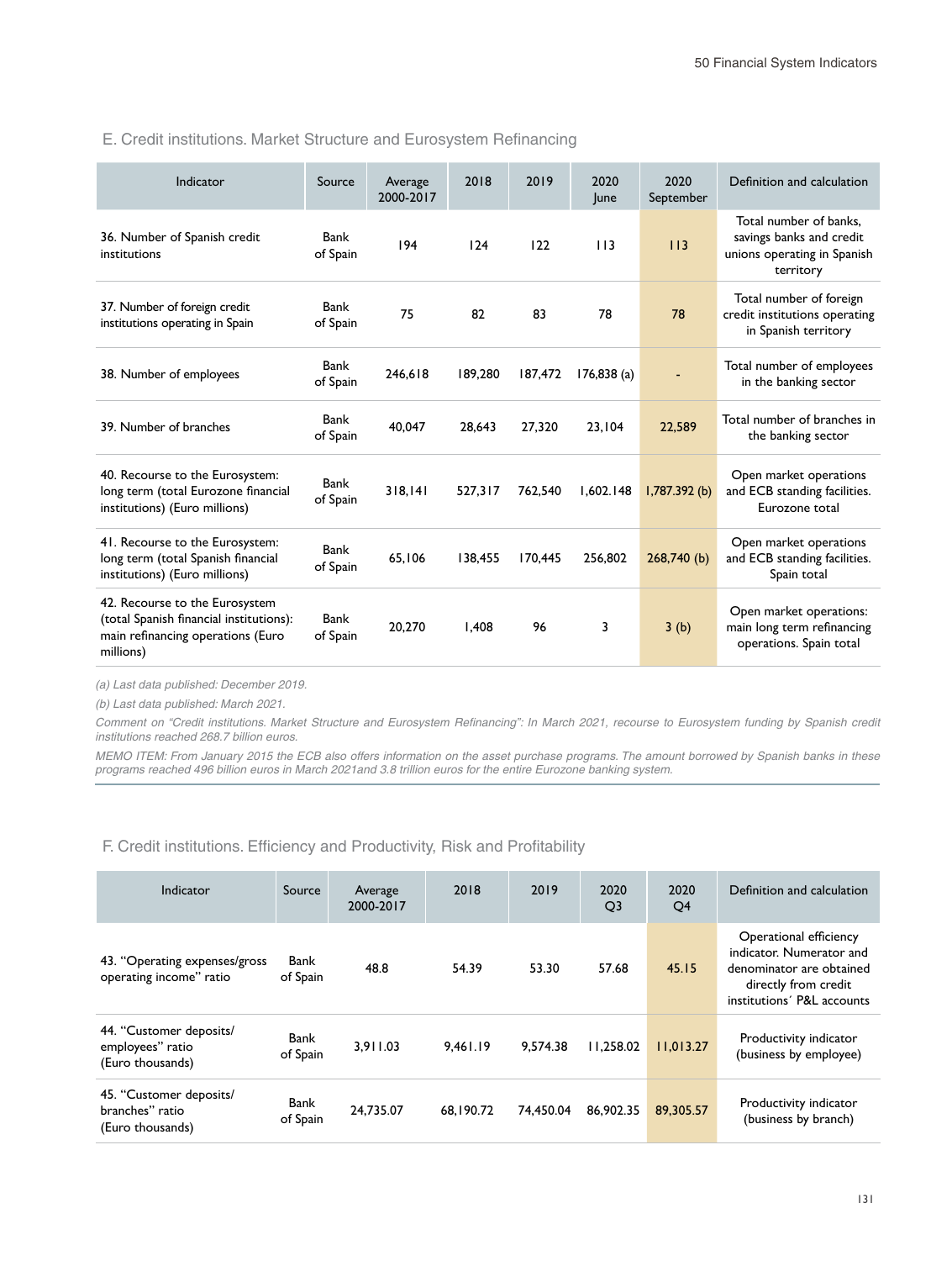## E. Credit institutions. Market Structure and Eurosystem Refinancing

| Indicator | Source | Average 2000-2017 | 2018 | 2019 | 2020 June | 2020 September | Definition and calculation |
|---|---|---|---|---|---|---|---|
| 36. Number of Spanish credit institutions | Bank of Spain | 194 | 124 | 122 | 113 | 113 | Total number of banks, savings banks and credit unions operating in Spanish territory |
| 37. Number of foreign credit institutions operating in Spain | Bank of Spain | 75 | 82 | 83 | 78 | 78 | Total number of foreign credit institutions operating in Spanish territory |
| 38. Number of employees | Bank of Spain | 246,618 | 189,280 | 187,472 | 176,838 (a) | - | Total number of employees in the banking sector |
| 39. Number of branches | Bank of Spain | 40,047 | 28,643 | 27,320 | 23,104 | 22,589 | Total number of branches in the banking sector |
| 40. Recourse to the Eurosystem: long term (total Eurozone financial institutions) (Euro millions) | Bank of Spain | 318,141 | 527,317 | 762,540 | 1,602.148 | 1,787.392 (b) | Open market operations and ECB standing facilities. Eurozone total |
| 41. Recourse to the Eurosystem: long term (total Spanish financial institutions) (Euro millions) | Bank of Spain | 65,106 | 138,455 | 170,445 | 256,802 | 268,740 (b) | Open market operations and ECB standing facilities. Spain total |
| 42. Recourse to the Eurosystem (total Spanish financial institutions): main refinancing operations (Euro millions) | Bank of Spain | 20,270 | 1,408 | 96 | 3 | 3 (b) | Open market operations: main long term refinancing operations. Spain total |

*(a) Last data published: December 2019.*

*(b) Last data published: March 2021.*

*Comment on "Credit institutions. Market Structure and Eurosystem Refinancing": In March 2021, recourse to Eurosystem funding by Spanish credit institutions reached 268.7 billion euros.*

*MEMO ITEM: From January 2015 the ECB also offers information on the asset purchase programs. The amount borrowed by Spanish banks in these programs reached 496 billion euros in March 2021and 3.8 trillion euros for the entire Eurozone banking system.*

## F. Credit institutions. Efficiency and Productivity, Risk and Profitability

| Indicator | Source | Average 2000-2017 | 2018 | 2019 | 2020 Q3 | 2020 Q4 | Definition and calculation |
|---|---|---|---|---|---|---|---|
| 43. "Operating expenses/gross operating income" ratio | Bank of Spain | 48.8 | 54.39 | 53.30 | 57.68 | 45.15 | Operational efficiency indicator. Numerator and denominator are obtained directly from credit institutions´ P&L accounts |
| 44. "Customer deposits/ employees" ratio (Euro thousands) | Bank of Spain | 3,911.03 | 9,461.19 | 9,574.38 | 11,258.02 | 11,013.27 | Productivity indicator (business by employee) |
| 45. "Customer deposits/ branches" ratio (Euro thousands) | Bank of Spain | 24,735.07 | 68,190.72 | 74,450.04 | 86,902.35 | 89,305.57 | Productivity indicator (business by branch) |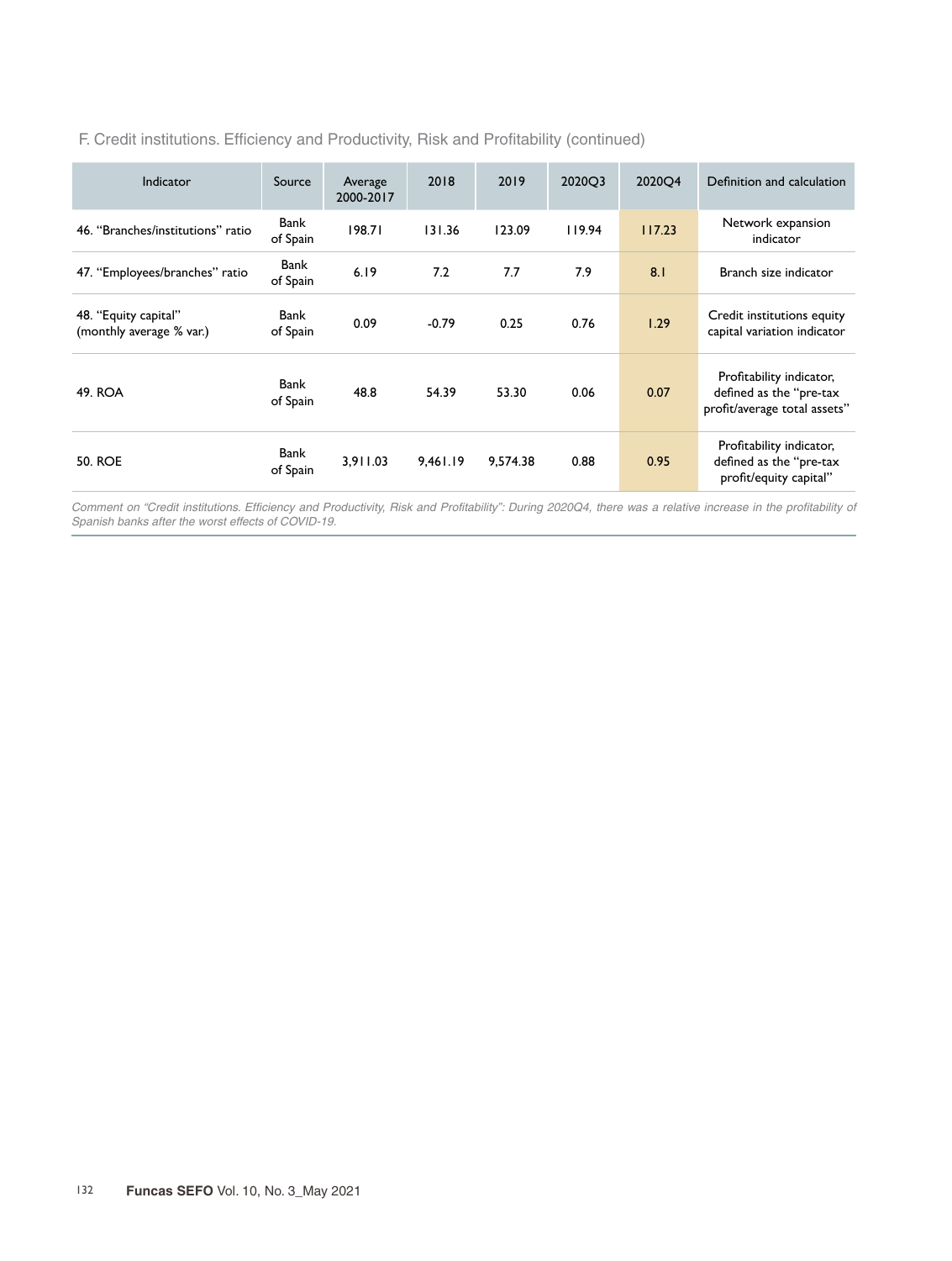F. Credit institutions. Efficiency and Productivity, Risk and Profitability (continued)

| Indicator | Source | Average 2000-2017 | 2018 | 2019 | 2020Q3 | 2020Q4 | Definition and calculation |
|---|---|---|---|---|---|---|---|
| 46. "Branches/institutions" ratio | Bank of Spain | 198.71 | 131.36 | 123.09 | 119.94 | 117.23 | Network expansion indicator |
| 47. "Employees/branches" ratio | Bank of Spain | 6.19 | 7.2 | 7.7 | 7.9 | 8.1 | Branch size indicator |
| 48. "Equity capital" (monthly average % var.) | Bank of Spain | 0.09 | -0.79 | 0.25 | 0.76 | 1.29 | Credit institutions equity capital variation indicator |
| 49. ROA | Bank of Spain | 48.8 | 54.39 | 53.30 | 0.06 | 0.07 | Profitability indicator, defined as the "pre-tax profit/average total assets" |
| 50. ROE | Bank of Spain | 3,911.03 | 9,461.19 | 9,574.38 | 0.88 | 0.95 | Profitability indicator, defined as the "pre-tax profit/equity capital" |

*Comment on "Credit institutions. Efficiency and Productivity, Risk and Profitability": During 2020Q4, there was a relative increase in the profitability of Spanish banks after the worst effects of COVID-19.*